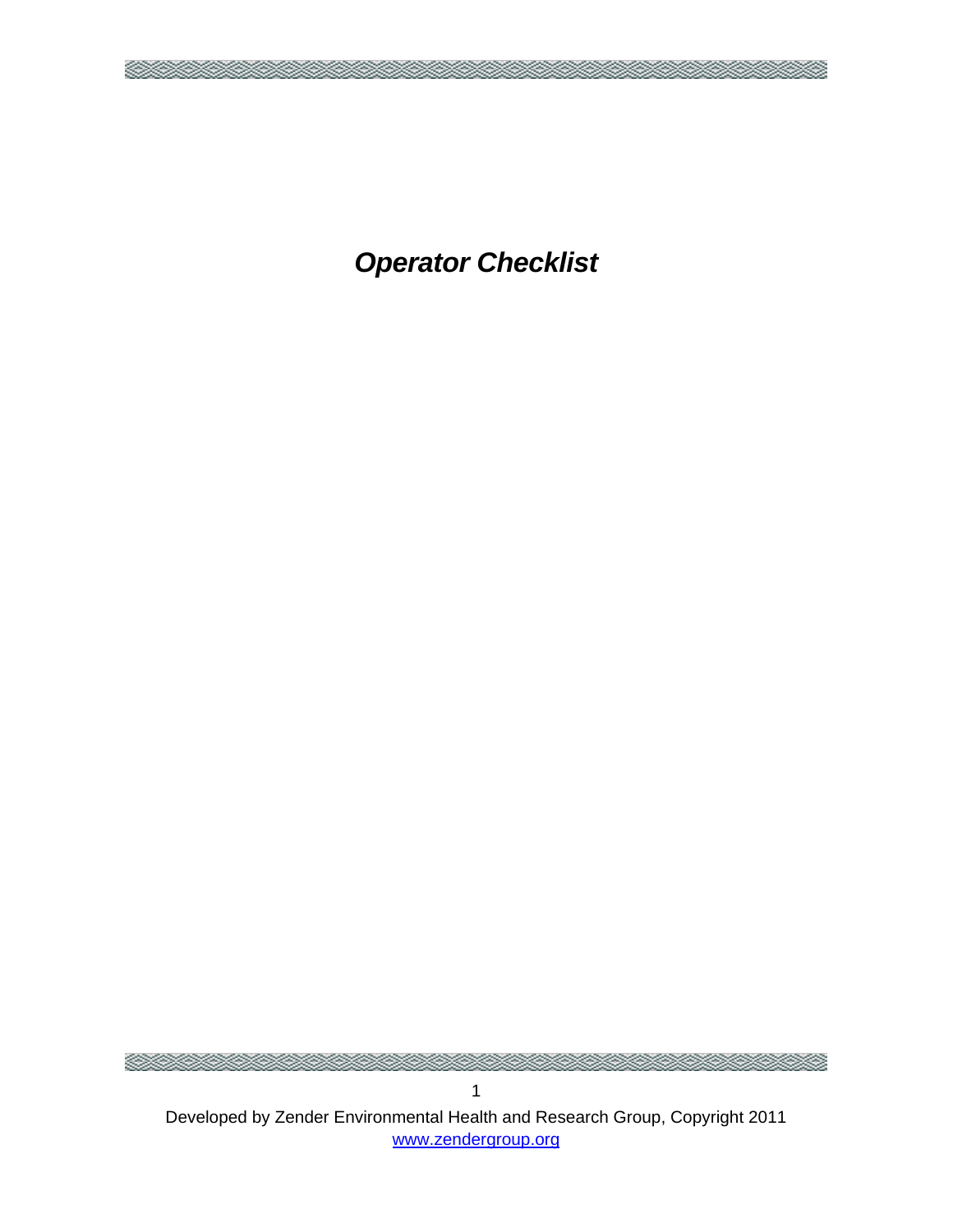# ***Operator Checklist***

Developed by Zender Environmental Health and Research Group, Copyright 2011
www.zendergroup.org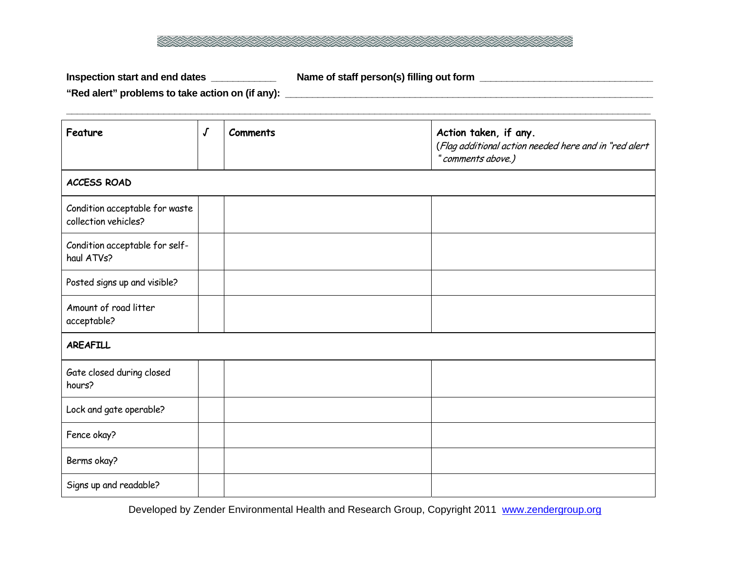**Inspection start and end dates** ___________ **Name of staff person(s) filling out form** ______________________________

**"Red alert" problems to take action on (if any):** ______________________________________________________________________

________________________________________________________________________________________________

| Feature | √ | Comments | Action taken, if any. (*Flag additional action needed here and in "red alert " comments above.)* |
|---|---|---|---|
| **ACCESS ROAD** | | | |
| Condition acceptable for waste collection vehicles? | | | |
| Condition acceptable for self-haul ATVs? | | | |
| Posted signs up and visible? | | | |
| Amount of road litter acceptable? | | | |
| **AREAFILL** | | | |
| Gate closed during closed hours? | | | |
| Lock and gate operable? | | | |
| Fence okay? | | | |
| Berms okay? | | | |
| Signs up and readable? | | | |

Developed by Zender Environmental Health and Research Group, Copyright 2011 www.zendergroup.org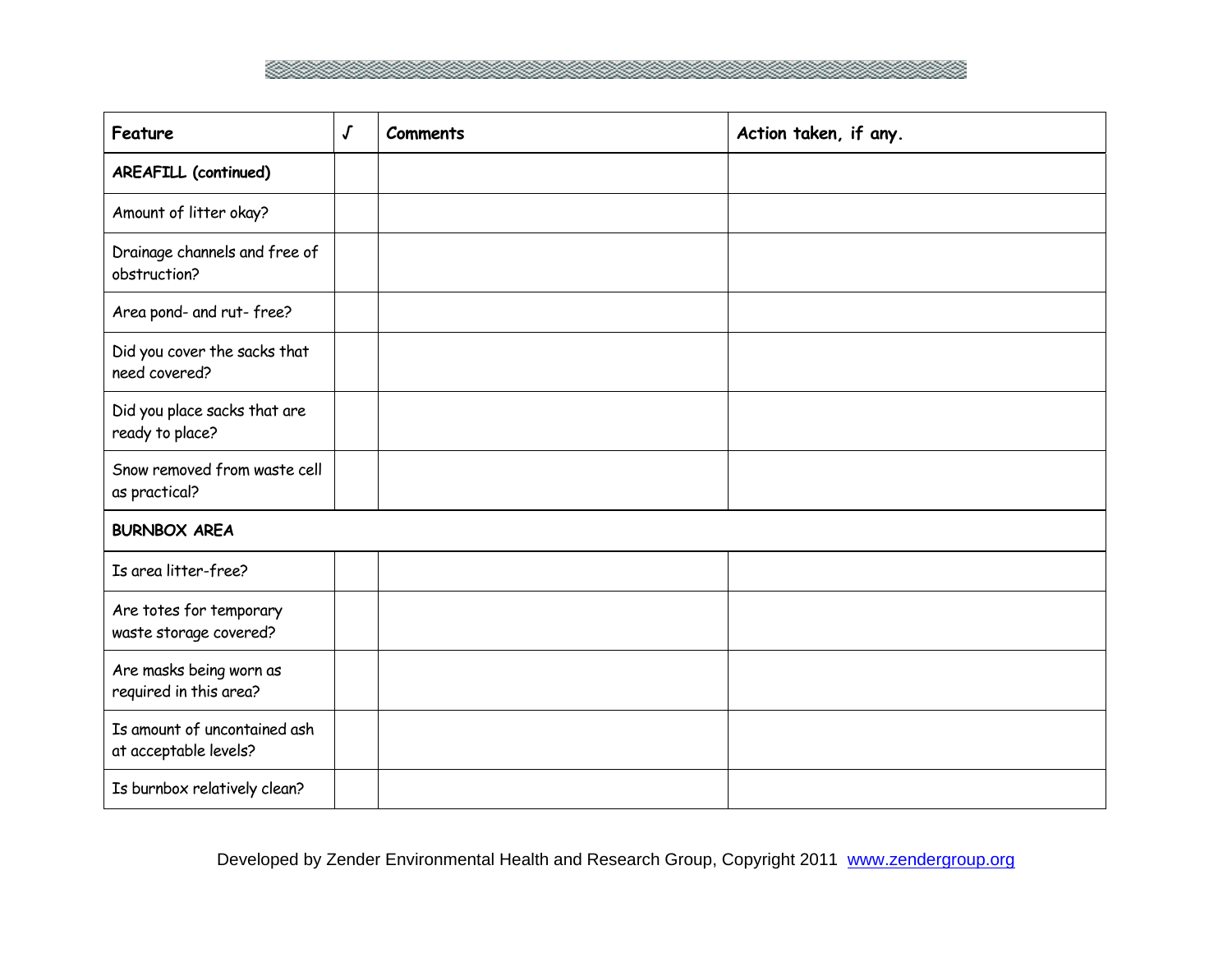| Feature | √ | Comments | Action taken, if any. |
|---|---|---|---|
| **AREAFILL (continued)** | | | |
| Amount of litter okay? | | | |
| Drainage channels and free of obstruction? | | | |
| Area pond- and rut- free? | | | |
| Did you cover the sacks that need covered? | | | |
| Did you place sacks that are ready to place? | | | |
| Snow removed from waste cell as practical? | | | |
| **BURNBOX AREA** | | | |
| Is area litter-free? | | | |
| Are totes for temporary waste storage covered? | | | |
| Are masks being worn as required in this area? | | | |
| Is amount of uncontained ash at acceptable levels? | | | |
| Is burnbox relatively clean? | | | |

Developed by Zender Environmental Health and Research Group, Copyright 2011 www.zendergroup.org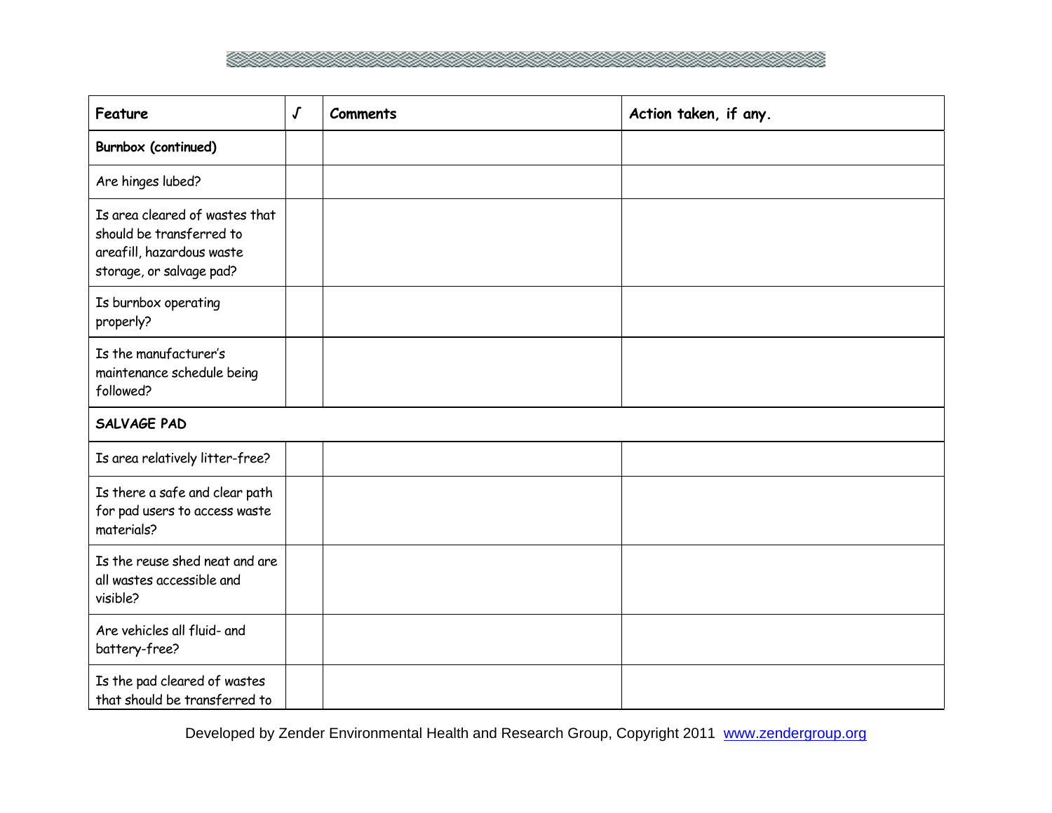| Feature | √ | Comments | Action taken, if any. |
|---|---|---|---|
| **Burnbox (continued)** | | | |
| Are hinges lubed? | | | |
| Is area cleared of wastes that should be transferred to areafill, hazardous waste storage, or salvage pad? | | | |
| Is burnbox operating properly? | | | |
| Is the manufacturer's maintenance schedule being followed? | | | |
| **SALVAGE PAD** | | | |
| Is area relatively litter-free? | | | |
| Is there a safe and clear path for pad users to access waste materials? | | | |
| Is the reuse shed neat and are all wastes accessible and visible? | | | |
| Are vehicles all fluid- and battery-free? | | | |
| Is the pad cleared of wastes that should be transferred to | | | |

Developed by Zender Environmental Health and Research Group, Copyright 2011 [www.zendergroup.org](http://www.zendergroup.org)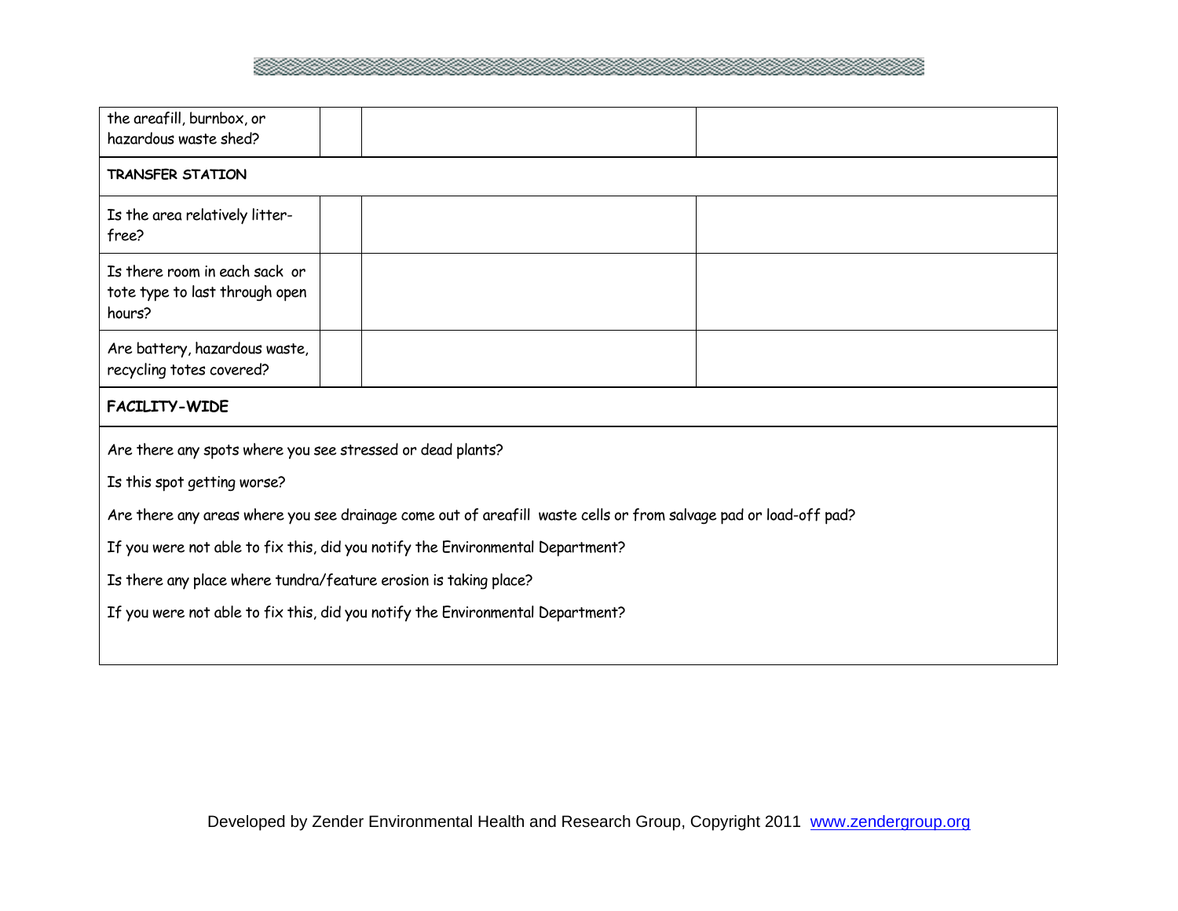| | | | |
|---|---|---|---|
| the areafill, burnbox, or hazardous waste shed? | | | |
| **TRANSFER STATION** | | | |
| Is the area relatively litter-free? | | | |
| Is there room in each sack or tote type to last through open hours? | | | |
| Are battery, hazardous waste, recycling totes covered? | | | |
| **FACILITY-WIDE** | | | |

Are there any spots where you see stressed or dead plants?

Is this spot getting worse?

Are there any areas where you see drainage come out of areafill waste cells or from salvage pad or load-off pad?

If you were not able to fix this, did you notify the Environmental Department?

Is there any place where tundra/feature erosion is taking place?

If you were not able to fix this, did you notify the Environmental Department?

Developed by Zender Environmental Health and Research Group, Copyright 2011 [www.zendergroup.org](http://www.zendergroup.org)